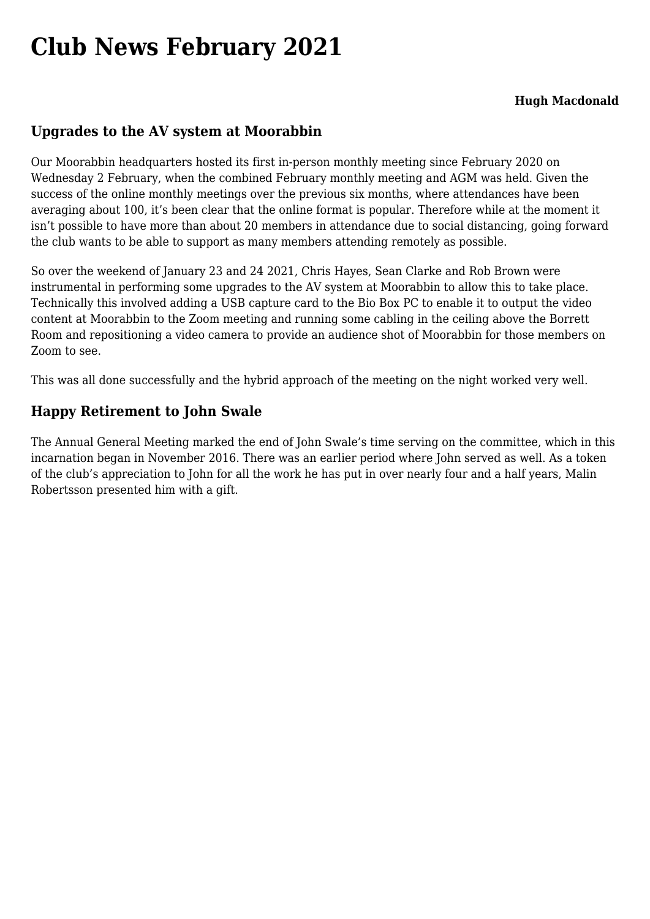# Club News February 2021

**Hugh Macdonald**

## Upgrades to the AV system at Moorabbin

Our Moorabbin headquarters hosted its first in-person monthly meeting since February 2020 on Wednesday 2 February, when the combined February monthly meeting and AGM was held. Given the success of the online monthly meetings over the previous six months, where attendances have been averaging about 100, it's been clear that the online format is popular. Therefore while at the moment it isn't possible to have more than about 20 members in attendance due to social distancing, going forward the club wants to be able to support as many members attending remotely as possible.

So over the weekend of January 23 and 24 2021, Chris Hayes, Sean Clarke and Rob Brown were instrumental in performing some upgrades to the AV system at Moorabbin to allow this to take place. Technically this involved adding a USB capture card to the Bio Box PC to enable it to output the video content at Moorabbin to the Zoom meeting and running some cabling in the ceiling above the Borrett Room and repositioning a video camera to provide an audience shot of Moorabbin for those members on Zoom to see.

This was all done successfully and the hybrid approach of the meeting on the night worked very well.

## Happy Retirement to John Swale

The Annual General Meeting marked the end of John Swale's time serving on the committee, which in this incarnation began in November 2016. There was an earlier period where John served as well. As a token of the club's appreciation to John for all the work he has put in over nearly four and a half years, Malin Robertsson presented him with a gift.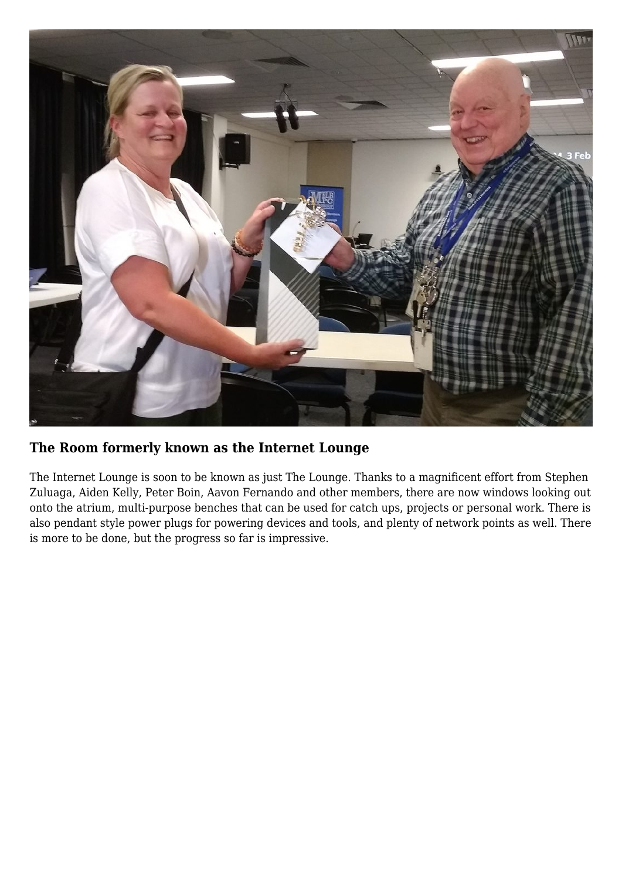### The Room formerly known as the Internet Lounge

The Internet Lounge is soon to be known as just The Lounge. Thanks to a magnificent effort from Stephen Zuluaga, Aiden Kelly, Peter Boin, Aavon Fernando and other members, there are now windows looking out onto the atrium, multi-purpose benches that can be used for catch ups, projects or personal work. There is also pendant style power plugs for powering devices and tools, and plenty of network points as well. There is more to be done, but the progress so far is impressive.